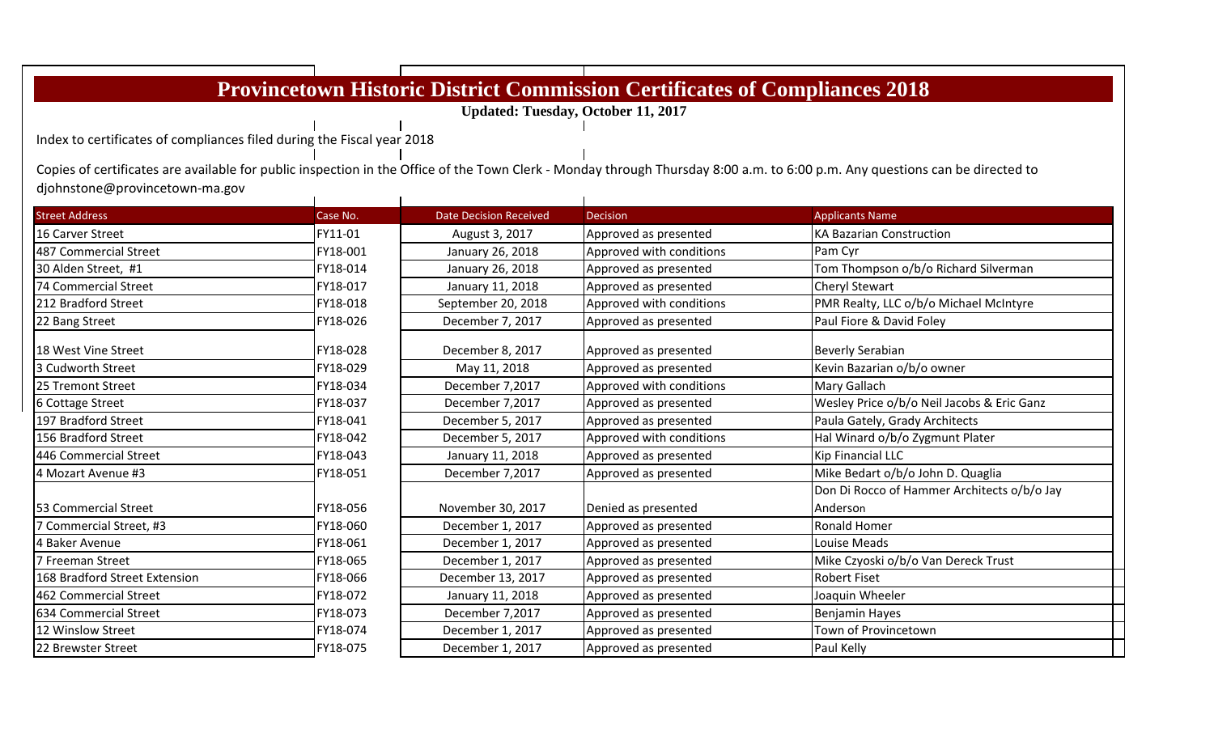# Provincetown Historic District Commission Certificates of Compliances 2018

**Updated: Tuesday, October 11, 2017**

Index to certificates of compliances filed during the Fiscal year 2018

Copies of certificates are available for public inspection in the Office of the Town Clerk - Monday through Thursday 8:00 a.m. to 6:00 p.m. Any questions can be directed to djohnstone@provincetown-ma.gov

| Street Address | Case No. | Date Decision Received | Decision | Applicants Name |
|---|---|---|---|---|
| 16 Carver Street | FY11-01 | August 3, 2017 | Approved as presented | KA Bazarian Construction |
| 487 Commercial Street | FY18-001 | January 26, 2018 | Approved with conditions | Pam Cyr |
| 30 Alden Street, #1 | FY18-014 | January 26, 2018 | Approved as presented | Tom Thompson o/b/o Richard Silverman |
| 74 Commercial Street | FY18-017 | January 11, 2018 | Approved as presented | Cheryl Stewart |
| 212 Bradford Street | FY18-018 | September 20, 2018 | Approved with conditions | PMR Realty, LLC o/b/o Michael McIntyre |
| 22 Bang Street | FY18-026 | December 7, 2017 | Approved as presented | Paul Fiore & David Foley |
| 18 West Vine Street | FY18-028 | December 8, 2017 | Approved as presented | Beverly Serabian |
| 3 Cudworth Street | FY18-029 | May 11, 2018 | Approved as presented | Kevin Bazarian o/b/o owner |
| 25 Tremont Street | FY18-034 | December 7,2017 | Approved with conditions | Mary Gallach |
| 6 Cottage Street | FY18-037 | December 7,2017 | Approved as presented | Wesley Price o/b/o Neil Jacobs & Eric Ganz |
| 197 Bradford Street | FY18-041 | December 5, 2017 | Approved as presented | Paula Gately, Grady Architects |
| 156 Bradford Street | FY18-042 | December 5, 2017 | Approved with conditions | Hal Winard o/b/o Zygmunt Plater |
| 446 Commercial Street | FY18-043 | January 11, 2018 | Approved as presented | Kip Financial LLC |
| 4 Mozart Avenue #3 | FY18-051 | December 7,2017 | Approved as presented | Mike Bedart o/b/o John D. Quaglia |
| 53 Commercial Street | FY18-056 | November 30, 2017 | Denied as presented | Don Di Rocco of Hammer Architects o/b/o Jay Anderson |
| 7 Commercial Street, #3 | FY18-060 | December 1, 2017 | Approved as presented | Ronald Homer |
| 4 Baker Avenue | FY18-061 | December 1, 2017 | Approved as presented | Louise Meads |
| 7 Freeman Street | FY18-065 | December 1, 2017 | Approved as presented | Mike Czyoski o/b/o Van Dereck Trust |
| 168 Bradford Street Extension | FY18-066 | December 13, 2017 | Approved as presented | Robert Fiset |
| 462 Commercial Street | FY18-072 | January 11, 2018 | Approved as presented | Joaquin Wheeler |
| 634 Commercial Street | FY18-073 | December 7,2017 | Approved as presented | Benjamin Hayes |
| 12 Winslow Street | FY18-074 | December 1, 2017 | Approved as presented | Town of Provincetown |
| 22 Brewster Street | FY18-075 | December 1, 2017 | Approved as presented | Paul Kelly |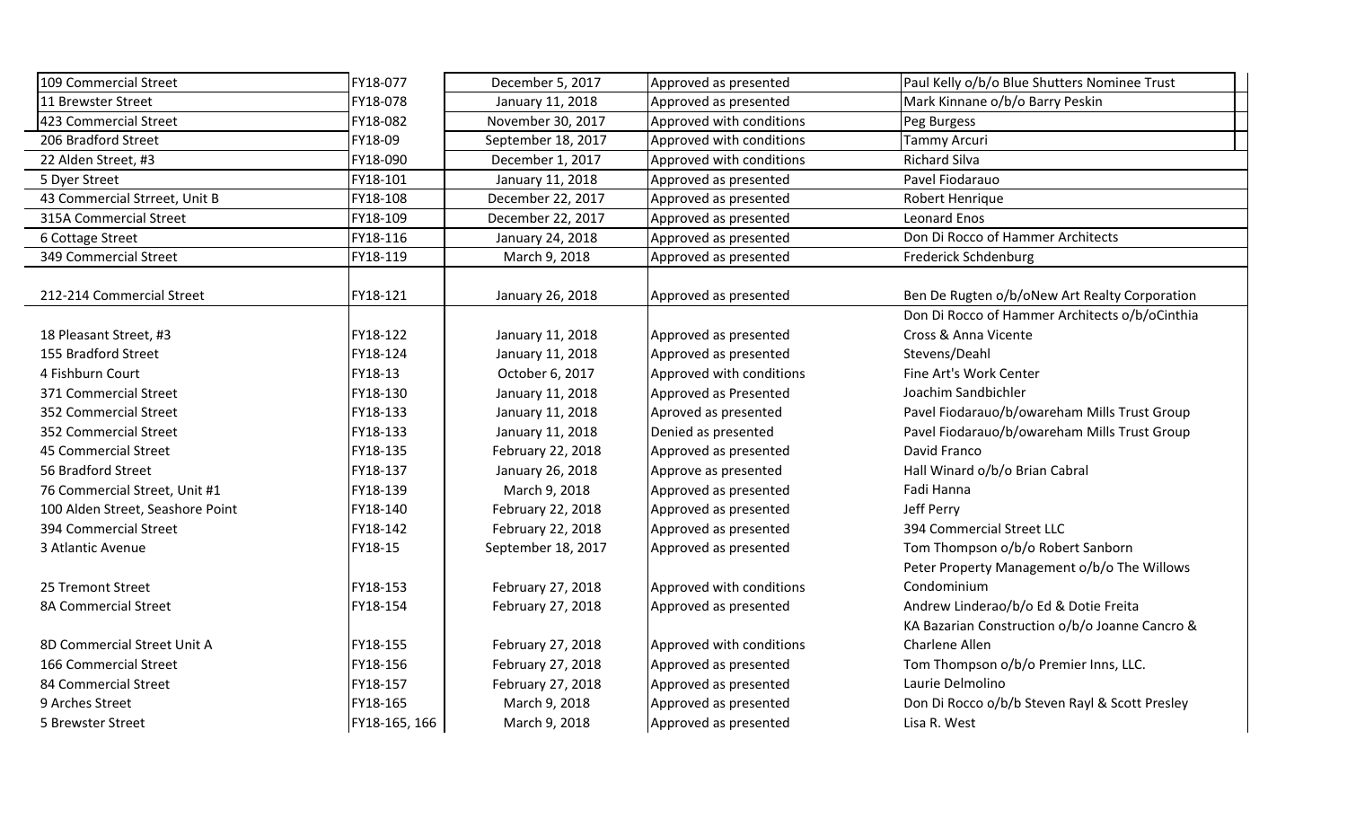| | | | | |
|---|---|---|---|---|
| 109 Commercial Street | FY18-077 | December 5, 2017 | Approved as presented | Paul Kelly o/b/o Blue Shutters Nominee Trust |
| 11 Brewster Street | FY18-078 | January 11, 2018 | Approved as presented | Mark Kinnane o/b/o Barry Peskin |
| 423 Commercial Street | FY18-082 | November 30, 2017 | Approved with conditions | Peg Burgess |
| 206 Bradford Street | FY18-09 | September 18, 2017 | Approved with conditions | Tammy Arcuri |
| 22 Alden Street, #3 | FY18-090 | December 1, 2017 | Approved with conditions | Richard Silva |
| 5 Dyer Street | FY18-101 | January 11, 2018 | Approved as presented | Pavel Fiodarauo |
| 43 Commercial Strreet, Unit B | FY18-108 | December 22, 2017 | Approved as presented | Robert Henrique |
| 315A Commercial Street | FY18-109 | December 22, 2017 | Approved as presented | Leonard Enos |
| 6 Cottage Street | FY18-116 | January 24, 2018 | Approved as presented | Don Di Rocco of Hammer Architects |
| 349 Commercial Street | FY18-119 | March 9, 2018 | Approved as presented | Frederick Schdenburg |
| 212-214 Commercial Street | FY18-121 | January 26, 2018 | Approved as presented | Ben De Rugten o/b/oNew Art Realty Corporation |
| 18 Pleasant Street, #3 | FY18-122 | January 11, 2018 | Approved as presented | Don Di Rocco of Hammer Architects o/b/oCinthia Cross & Anna Vicente |
| 155 Bradford Street | FY18-124 | January 11, 2018 | Approved as presented | Stevens/Deahl |
| 4 Fishburn Court | FY18-13 | October 6, 2017 | Approved with conditions | Fine Art's Work Center |
| 371 Commercial Street | FY18-130 | January 11, 2018 | Approved as Presented | Joachim Sandbichler |
| 352 Commercial Street | FY18-133 | January 11, 2018 | Aproved as presented | Pavel Fiodarauo/b/owareham Mills Trust Group |
| 352 Commercial Street | FY18-133 | January 11, 2018 | Denied as presented | Pavel Fiodarauo/b/owareham Mills Trust Group |
| 45 Commercial Street | FY18-135 | February 22, 2018 | Approved as presented | David Franco |
| 56 Bradford Street | FY18-137 | January 26, 2018 | Approve as presented | Hall Winard o/b/o Brian Cabral |
| 76 Commercial Street, Unit #1 | FY18-139 | March 9, 2018 | Approved as presented | Fadi Hanna |
| 100 Alden Street, Seashore Point | FY18-140 | February 22, 2018 | Approved as presented | Jeff Perry |
| 394 Commercial Street | FY18-142 | February 22, 2018 | Approved as presented | 394 Commercial Street LLC |
| 3 Atlantic Avenue | FY18-15 | September 18, 2017 | Approved as presented | Tom Thompson o/b/o Robert Sanborn |
| 25 Tremont Street | FY18-153 | February 27, 2018 | Approved with conditions | Peter Property Management o/b/o The Willows Condominium |
| 8A Commercial Street | FY18-154 | February 27, 2018 | Approved as presented | Andrew Linderao/b/o Ed & Dotie Freita |
| 8D Commercial Street Unit A | FY18-155 | February 27, 2018 | Approved with conditions | KA Bazarian Construction o/b/o Joanne Cancro & Charlene Allen |
| 166 Commercial Street | FY18-156 | February 27, 2018 | Approved as presented | Tom Thompson o/b/o Premier Inns, LLC. |
| 84 Commercial Street | FY18-157 | February 27, 2018 | Approved as presented | Laurie Delmolino |
| 9 Arches Street | FY18-165 | March 9, 2018 | Approved as presented | Don Di Rocco o/b/b Steven Rayl & Scott Presley |
| 5 Brewster Street | FY18-165, 166 | March 9, 2018 | Approved as presented | Lisa R. West |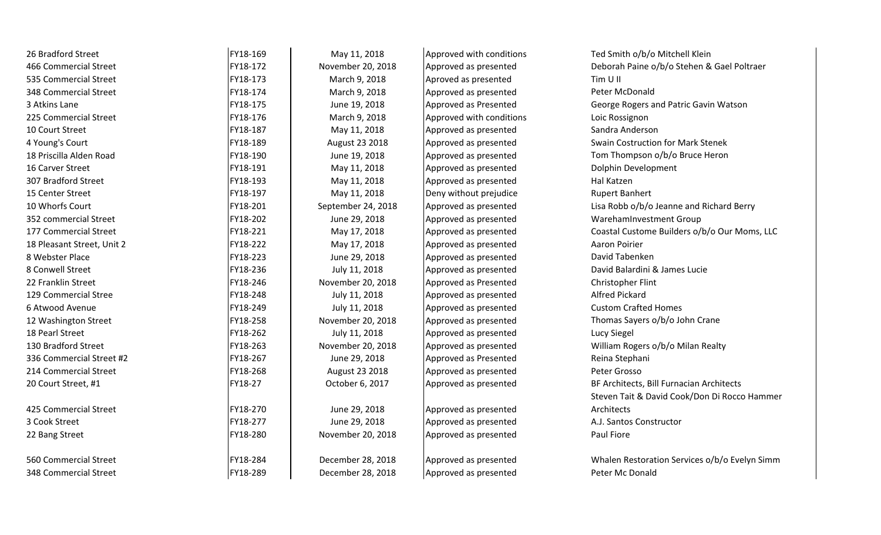| | | | | |
|---|---|---|---|---|
| 26 Bradford Street | FY18-169 | May 11, 2018 | Approved with conditions | Ted Smith o/b/o Mitchell Klein |
| 466 Commercial Street | FY18-172 | November 20, 2018 | Approved as presented | Deborah Paine o/b/o Stehen & Gael Poltraer |
| 535 Commercial Street | FY18-173 | March 9, 2018 | Aproved as presented | Tim U II |
| 348 Commercial Street | FY18-174 | March 9, 2018 | Approved as presented | Peter McDonald |
| 3 Atkins Lane | FY18-175 | June 19, 2018 | Approved as Presented | George Rogers and Patric Gavin Watson |
| 225 Commercial Street | FY18-176 | March 9, 2018 | Approved with conditions | Loic Rossignon |
| 10 Court Street | FY18-187 | May 11, 2018 | Approved as presented | Sandra Anderson |
| 4 Young's Court | FY18-189 | August 23 2018 | Approved as presented | Swain Costruction for Mark Stenek |
| 18 Priscilla Alden Road | FY18-190 | June 19, 2018 | Approved as presented | Tom Thompson o/b/o Bruce Heron |
| 16 Carver Street | FY18-191 | May 11, 2018 | Approved as presented | Dolphin Development |
| 307 Bradford Street | FY18-193 | May 11, 2018 | Approved as presented | Hal Katzen |
| 15 Center Street | FY18-197 | May 11, 2018 | Deny without prejudice | Rupert Banhert |
| 10 Whorfs Court | FY18-201 | September 24, 2018 | Approved as presented | Lisa Robb o/b/o Jeanne and Richard Berry |
| 352 commercial Street | FY18-202 | June 29, 2018 | Approved as presented | WarehamInvestment Group |
| 177 Commercial Street | FY18-221 | May 17, 2018 | Approved as presented | Coastal Custome Builders o/b/o Our Moms, LLC |
| 18 Pleasant Street, Unit 2 | FY18-222 | May 17, 2018 | Approved as presented | Aaron Poirier |
| 8 Webster Place | FY18-223 | June 29, 2018 | Approved as presented | David Tabenken |
| 8 Conwell Street | FY18-236 | July 11, 2018 | Approved as presented | David Balardini & James Lucie |
| 22 Franklin Street | FY18-246 | November 20, 2018 | Approved as Presented | Christopher Flint |
| 129 Commercial Stree | FY18-248 | July 11, 2018 | Approved as presented | Alfred Pickard |
| 6 Atwood Avenue | FY18-249 | July 11, 2018 | Approved as presented | Custom Crafted Homes |
| 12 Washington Street | FY18-258 | November 20, 2018 | Approved as presented | Thomas Sayers o/b/o John Crane |
| 18 Pearl Street | FY18-262 | July 11, 2018 | Approved as presented | Lucy Siegel |
| 130 Bradford Street | FY18-263 | November 20, 2018 | Approved as presented | William Rogers o/b/o Milan Realty |
| 336 Commercial Street #2 | FY18-267 | June 29, 2018 | Approved as Presented | Reina Stephani |
| 214 Commercial Street | FY18-268 | August 23 2018 | Approved as presented | Peter Grosso |
| 20 Court Street, #1 | FY18-27 | October 6, 2017 | Approved as presented | BF Architects, Bill Furnacian Architects |
| 425 Commercial Street | FY18-270 | June 29, 2018 | Approved as presented | Steven Tait & David Cook/Don Di Rocco Hammer Architects |
| 3 Cook Street | FY18-277 | June 29, 2018 | Approved as presented | A.J. Santos Constructor |
| 22 Bang Street | FY18-280 | November 20, 2018 | Approved as presented | Paul Fiore |
| 560 Commercial Street | FY18-284 | December 28, 2018 | Approved as presented | Whalen Restoration Services o/b/o Evelyn Simm |
| 348 Commercial Street | FY18-289 | December 28, 2018 | Approved as presented | Peter Mc Donald |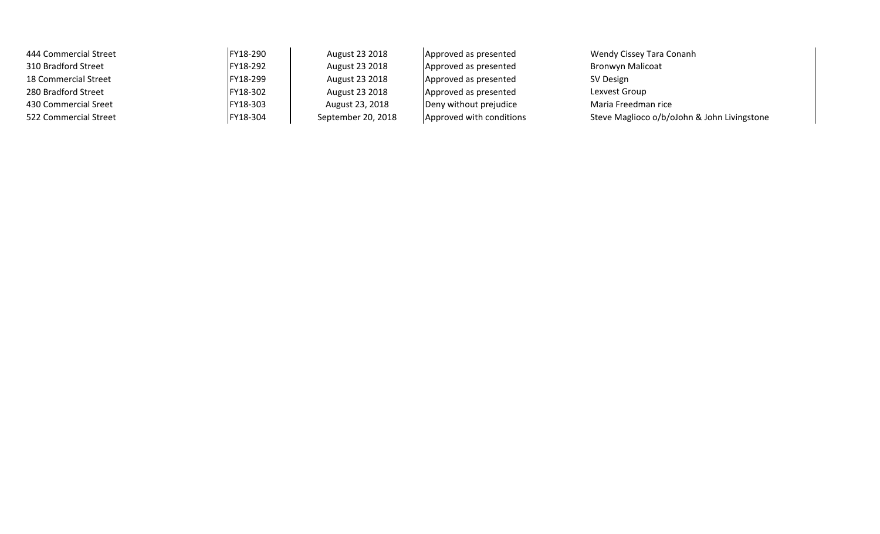| | | | | |
|---|---|---|---|---|
| 444 Commercial Street | FY18-290 | August 23 2018 | Approved as presented | Wendy Cissey Tara Conanh |
| 310 Bradford Street | FY18-292 | August 23 2018 | Approved as presented | Bronwyn Malicoat |
| 18 Commercial Street | FY18-299 | August 23 2018 | Approved as presented | SV Design |
| 280 Bradford Street | FY18-302 | August 23 2018 | Approved as presented | Lexvest Group |
| 430 Commercial Sreet | FY18-303 | August 23, 2018 | Deny without prejudice | Maria Freedman rice |
| 522 Commercial Street | FY18-304 | September 20, 2018 | Approved with conditions | Steve Maglioco o/b/oJohn & John Livingstone |